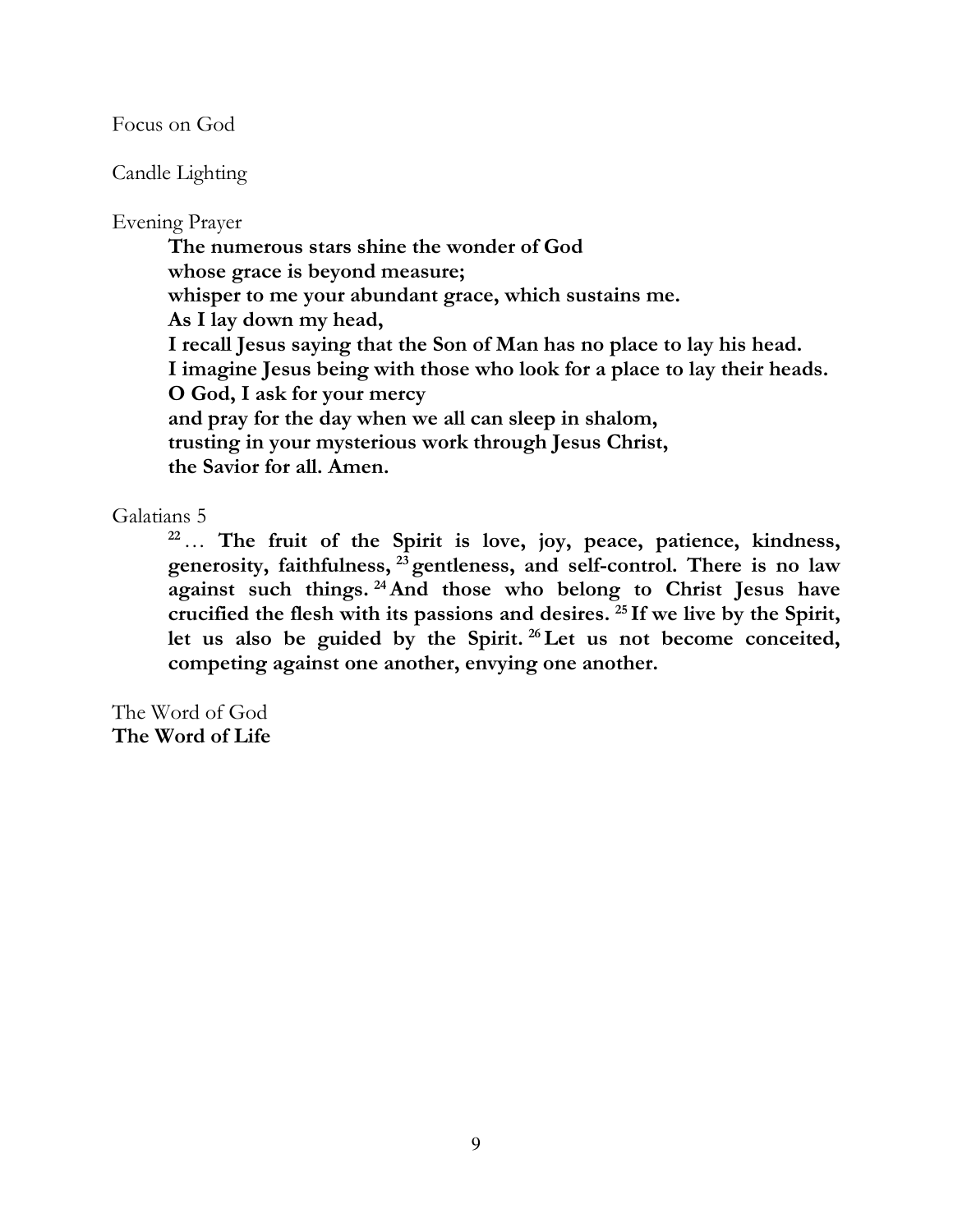Focus on God

Candle Lighting

Evening Prayer

**The numerous stars shine the wonder of God**
**whose grace is beyond measure;**
**whisper to me your abundant grace, which sustains me.**
**As I lay down my head,**
**I recall Jesus saying that the Son of Man has no place to lay his head.**
**I imagine Jesus being with those who look for a place to lay their heads.**
**O God, I ask for your mercy**
**and pray for the day when we all can sleep in shalom,**
**trusting in your mysterious work through Jesus Christ,**
**the Savior for all. Amen.**

Galatians 5

**[22] … The fruit of the Spirit is love, joy, peace, patience, kindness, generosity, faithfulness, [23] gentleness, and self-control. There is no law against such things. [24] And those who belong to Christ Jesus have crucified the flesh with its passions and desires. [25] If we live by the Spirit, let us also be guided by the Spirit. [26] Let us not become conceited, competing against one another, envying one another.**

The Word of God
**The Word of Life**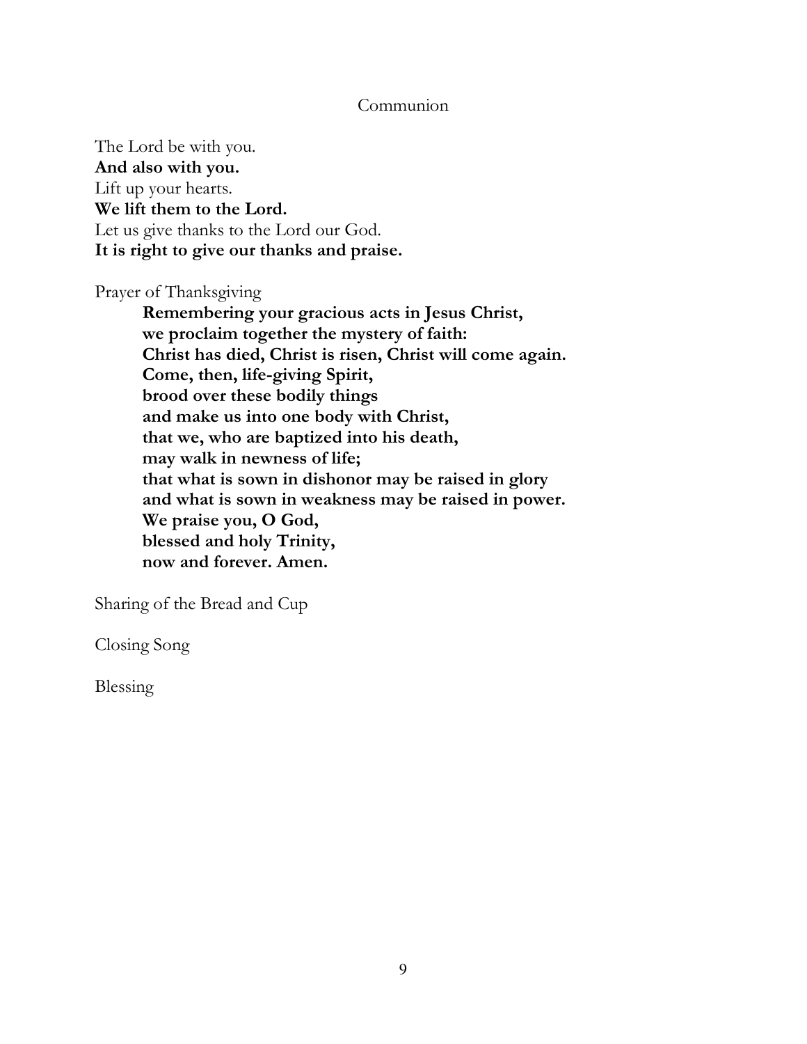## Communion

The Lord be with you.
**And also with you.**
Lift up your hearts.
**We lift them to the Lord.**
Let us give thanks to the Lord our God.
**It is right to give our thanks and praise.**

Prayer of Thanksgiving

> **Remembering your gracious acts in Jesus Christ,**
> **we proclaim together the mystery of faith:**
> **Christ has died, Christ is risen, Christ will come again.**
> **Come, then, life-giving Spirit,**
> **brood over these bodily things**
> **and make us into one body with Christ,**
> **that we, who are baptized into his death,**
> **may walk in newness of life;**
> **that what is sown in dishonor may be raised in glory**
> **and what is sown in weakness may be raised in power.**
> **We praise you, O God,**
> **blessed and holy Trinity,**
> **now and forever. Amen.**

Sharing of the Bread and Cup

Closing Song

Blessing